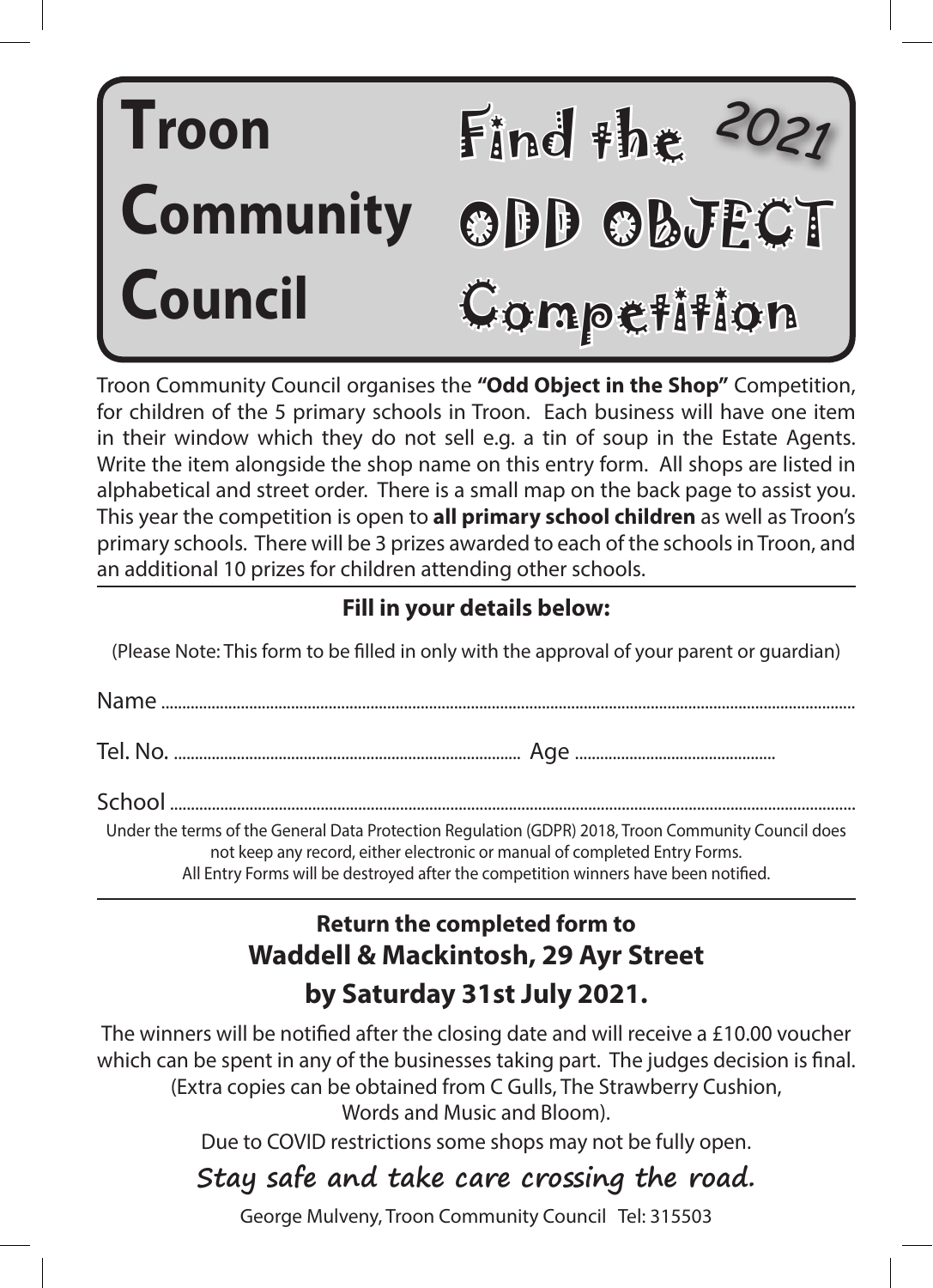# Troon Community Council

# Find the 2021 ODD OBJECT Competition

Troon Community Council organises the **"Odd Object in the Shop"** Competition, for children of the 5 primary schools in Troon. Each business will have one item in their window which they do not sell e.g. a tin of soup in the Estate Agents. Write the item alongside the shop name on this entry form. All shops are listed in alphabetical and street order. There is a small map on the back page to assist you. This year the competition is open to **all primary school children** as well as Troon's primary schools. There will be 3 prizes awarded to each of the schools in Troon, and an additional 10 prizes for children attending other schools.

---

**Fill in your details below:**

(Please Note: This form to be filled in only with the approval of your parent or guardian)

Name ..................................................................................................................................................

Tel. No. .................................................................................. Age ..............................................

School .................................................................................................................................................

Under the terms of the General Data Protection Regulation (GDPR) 2018, Troon Community Council does not keep any record, either electronic or manual of completed Entry Forms.
All Entry Forms will be destroyed after the competition winners have been notified.

---

**Return the completed form to**
**Waddell & Mackintosh, 29 Ayr Street**
**by Saturday 31st July 2021.**

The winners will be notified after the closing date and will receive a £10.00 voucher which can be spent in any of the businesses taking part. The judges decision is final.
(Extra copies can be obtained from C Gulls, The Strawberry Cushion, Words and Music and Bloom).

Due to COVID restrictions some shops may not be fully open.

*Stay safe and take care crossing the road.*

George Mulveny, Troon Community Council Tel: 315503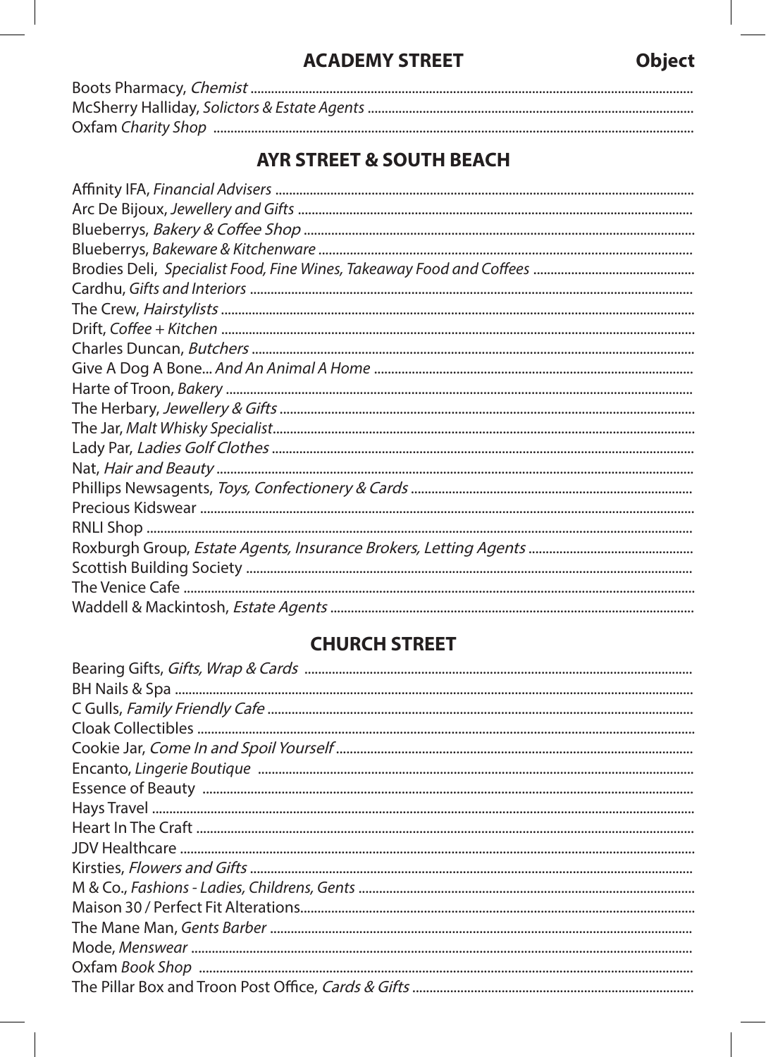## ACADEMY STREET

**Object**

- Boots Pharmacy, *Chemist*
- McSherry Halliday, *Solictors & Estate Agents*
- Oxfam *Charity Shop*

## AYR STREET & SOUTH BEACH

- Affinity IFA, *Financial Advisers*
- Arc De Bijoux, *Jewellery and Gifts*
- Blueberrys, *Bakery & Coffee Shop*
- Blueberrys, *Bakeware & Kitchenware*
- Brodies Deli, *Specialist Food, Fine Wines, Takeaway Food and Coffees*
- Cardhu, *Gifts and Interiors*
- The Crew, *Hairstylists*
- Drift, *Coffee + Kitchen*
- Charles Duncan, *Butchers*
- Give A Dog A Bone... *And An Animal A Home*
- Harte of Troon, *Bakery*
- The Herbary, *Jewellery & Gifts*
- The Jar, *Malt Whisky Specialist*
- Lady Par, *Ladies Golf Clothes*
- Nat, *Hair and Beauty*
- Phillips Newsagents, *Toys, Confectionery & Cards*
- Precious Kidswear
- RNLI Shop
- Roxburgh Group, *Estate Agents, Insurance Brokers, Letting Agents*
- Scottish Building Society
- The Venice Cafe
- Waddell & Mackintosh, *Estate Agents*

## CHURCH STREET

- Bearing Gifts, *Gifts, Wrap & Cards*
- BH Nails & Spa
- C Gulls, *Family Friendly Cafe*
- Cloak Collectibles
- Cookie Jar, *Come In and Spoil Yourself*
- Encanto, *Lingerie Boutique*
- Essence of Beauty
- Hays Travel
- Heart In The Craft
- JDV Healthcare
- Kirsties, *Flowers and Gifts*
- M & Co., *Fashions - Ladies, Childrens, Gents*
- Maison 30 / Perfect Fit Alterations
- The Mane Man, *Gents Barber*
- Mode, *Menswear*
- Oxfam *Book Shop*
- The Pillar Box and Troon Post Office, *Cards & Gifts*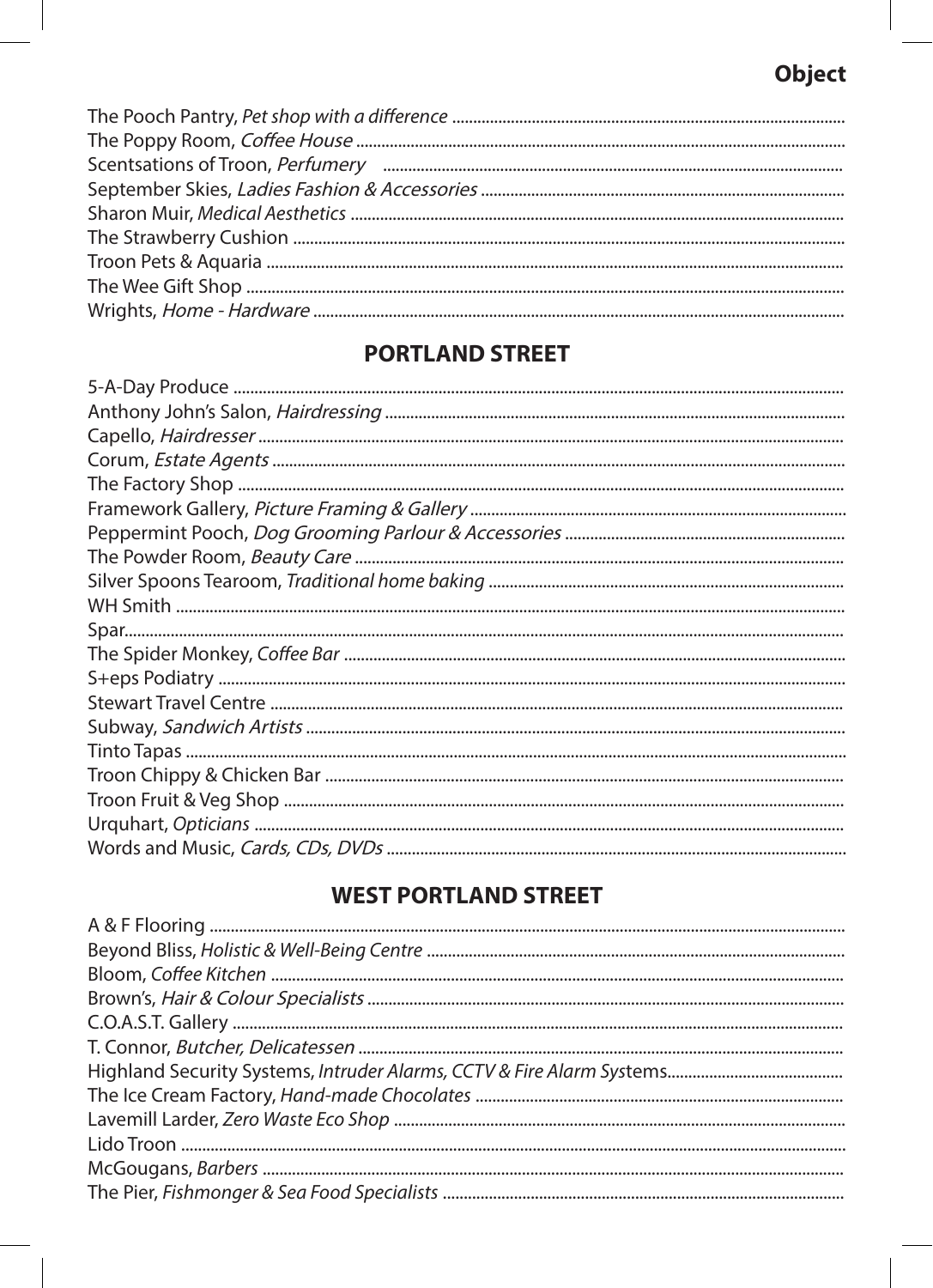**Object**

The Pooch Pantry, *Pet shop with a difference* ............................................................................................
The Poppy Room, *Coffee House* ...................................................................................................................
Scentsations of Troon, *Perfumery* ............................................................................................................
September Skies, *Ladies Fashion & Accessories* .......................................................................................
Sharon Muir, *Medical Aesthetics* .....................................................................................................................
The Strawberry Cushion ..................................................................................................................................
Troon Pets & Aquaria ........................................................................................................................................
The Wee Gift Shop ..............................................................................................................................................
Wrights, *Home - Hardware* ..............................................................................................................................

## PORTLAND STREET

5-A-Day Produce ..................................................................................................................................................
Anthony John's Salon, *Hairdressing* .............................................................................................................
Capello, *Hairdresser* .........................................................................................................................................
Corum, *Estate Agents* .......................................................................................................................................
The Factory Shop ...............................................................................................................................................
Framework Gallery, *Picture Framing & Gallery* .........................................................................................
Peppermint Pooch, *Dog Grooming Parlour & Accessories* ..................................................................
The Powder Room, *Beauty Care* ....................................................................................................................
Silver Spoons Tearoom, *Traditional home baking* ....................................................................................
WH Smith ..............................................................................................................................................................
Spar..........................................................................................................................................................................
The Spider Monkey, *Coffee Bar* .......................................................................................................................
S+eps Podiatry ....................................................................................................................................................
Stewart Travel Centre ........................................................................................................................................
Subway, *Sandwich Artists* ...............................................................................................................................
Tinto Tapas ............................................................................................................................................................
Troon Chippy & Chicken Bar ............................................................................................................................
Troon Fruit & Veg Shop .....................................................................................................................................
Urquhart, *Opticians* ...........................................................................................................................................
Words and Music, *Cards, CDs, DVDs* ............................................................................................................

## WEST PORTLAND STREET

A & F Flooring .......................................................................................................................................................
Beyond Bliss, *Holistic & Well-Being Centre* ...................................................................................................
Bloom, *Coffee Kitchen* ......................................................................................................................................
Brown's, *Hair & Colour Specialists* ...............................................................................................................
C.O.A.S.T. Gallery ...............................................................................................................................................
T. Connor, *Butcher, Delicatessen* ..................................................................................................................
Highland Security Systems, *Intruder Alarms, CCTV & Fire Alarm Systems*..........................................
The Ice Cream Factory, *Hand-made Chocolates* .......................................................................................
Lavemill Larder, *Zero Waste Eco Shop* ..........................................................................................................
Lido Troon .............................................................................................................................................................
McGougans, *Barbers* .........................................................................................................................................
The Pier, *Fishmonger & Sea Food Specialists* ..............................................................................................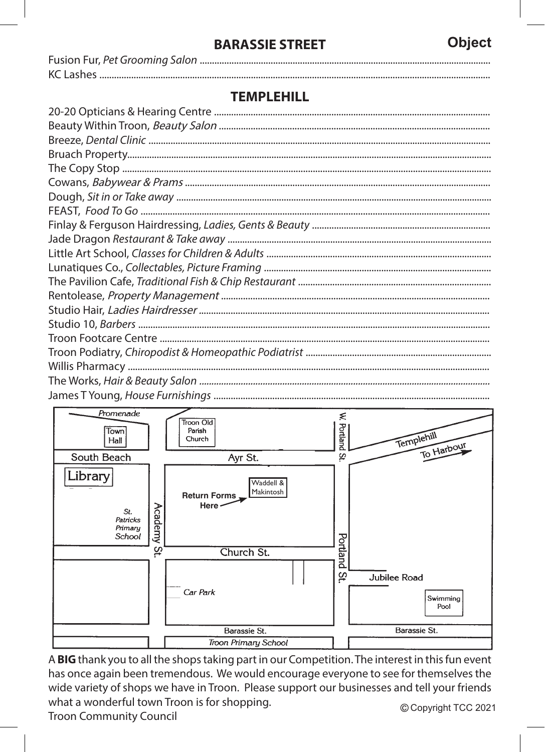## BARASSIE STREET

**Object**

Fusion Fur, *Pet Grooming Salon* ..........

KC Lashes ..........

## TEMPLEHILL

20-20 Opticians & Hearing Centre ..........

Beauty Within Troon, *Beauty Salon* ..........

Breeze, *Dental Clinic* ..........

Bruach Property..........

The Copy Stop ..........

Cowans, *Babywear & Prams* ..........

Dough, *Sit in or Take away* ..........

FEAST, *Food To Go* ..........

Finlay & Ferguson Hairdressing, *Ladies, Gents & Beauty* ..........

Jade Dragon *Restaurant & Take away* ..........

Little Art School, *Classes for Children & Adults* ..........

Lunatiques Co., *Collectables, Picture Framing* ..........

The Pavilion Cafe, *Traditional Fish & Chip Restaurant* ..........

Rentolease, *Property Management* ..........

Studio Hair, *Ladies Hairdresser* ..........

Studio 10, *Barbers* ..........

Troon Footcare Centre ..........

Troon Podiatry, *Chiropodist & Homeopathic Podiatrist* ..........

Willis Pharmacy ..........

The Works, *Hair & Beauty Salon* ..........

James T Young, *House Furnishings* ..........

Promenade
Town Hall
Troon Old Parish Church
W. Portland St.
Templehill
To Harbour
South Beach
Ayr St.
Library
Waddell & Makintosh
Return Forms Here
St. Patricks Primary School
Academy St.
Portland St.
Church St.
Jubilee Road
Car Park
Swimming Pool
Barassie St.
Barassie St.
Troon Primary School

A **BIG** thank you to all the shops taking part in our Competition. The interest in this fun event has once again been tremendous. We would encourage everyone to see for themselves the wide variety of shops we have in Troon. Please support our businesses and tell your friends what a wonderful town Troon is for shopping.

Troon Community Council

© Copyright TCC 2021